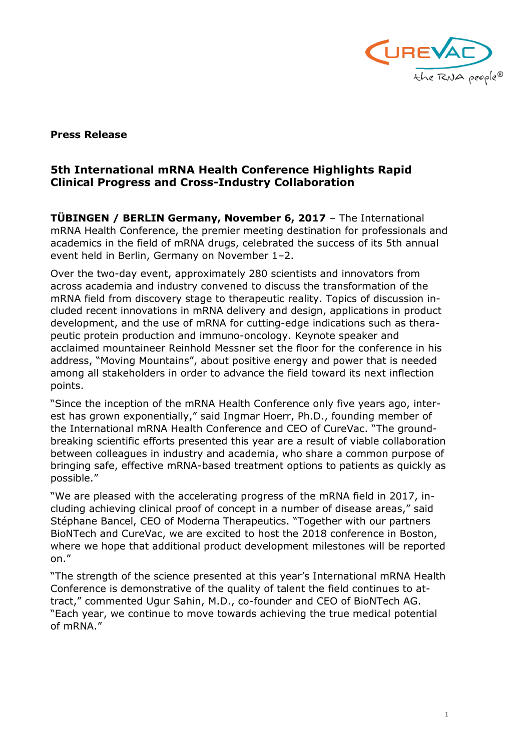**Press Release**

## 5th International mRNA Health Conference Highlights Rapid Clinical Progress and Cross-Industry Collaboration

**TÜBINGEN / BERLIN Germany, November 6, 2017** – The International mRNA Health Conference, the premier meeting destination for professionals and academics in the field of mRNA drugs, celebrated the success of its 5th annual event held in Berlin, Germany on November 1–2.

Over the two-day event, approximately 280 scientists and innovators from across academia and industry convened to discuss the transformation of the mRNA field from discovery stage to therapeutic reality. Topics of discussion included recent innovations in mRNA delivery and design, applications in product development, and the use of mRNA for cutting-edge indications such as therapeutic protein production and immuno-oncology. Keynote speaker and acclaimed mountaineer Reinhold Messner set the floor for the conference in his address, "Moving Mountains", about positive energy and power that is needed among all stakeholders in order to advance the field toward its next inflection points.

"Since the inception of the mRNA Health Conference only five years ago, interest has grown exponentially," said Ingmar Hoerr, Ph.D., founding member of the International mRNA Health Conference and CEO of CureVac. "The groundbreaking scientific efforts presented this year are a result of viable collaboration between colleagues in industry and academia, who share a common purpose of bringing safe, effective mRNA-based treatment options to patients as quickly as possible."

"We are pleased with the accelerating progress of the mRNA field in 2017, including achieving clinical proof of concept in a number of disease areas," said Stéphane Bancel, CEO of Moderna Therapeutics. "Together with our partners BioNTech and CureVac, we are excited to host the 2018 conference in Boston, where we hope that additional product development milestones will be reported on."

"The strength of the science presented at this year's International mRNA Health Conference is demonstrative of the quality of talent the field continues to attract," commented Ugur Sahin, M.D., co-founder and CEO of BioNTech AG. "Each year, we continue to move towards achieving the true medical potential of mRNA."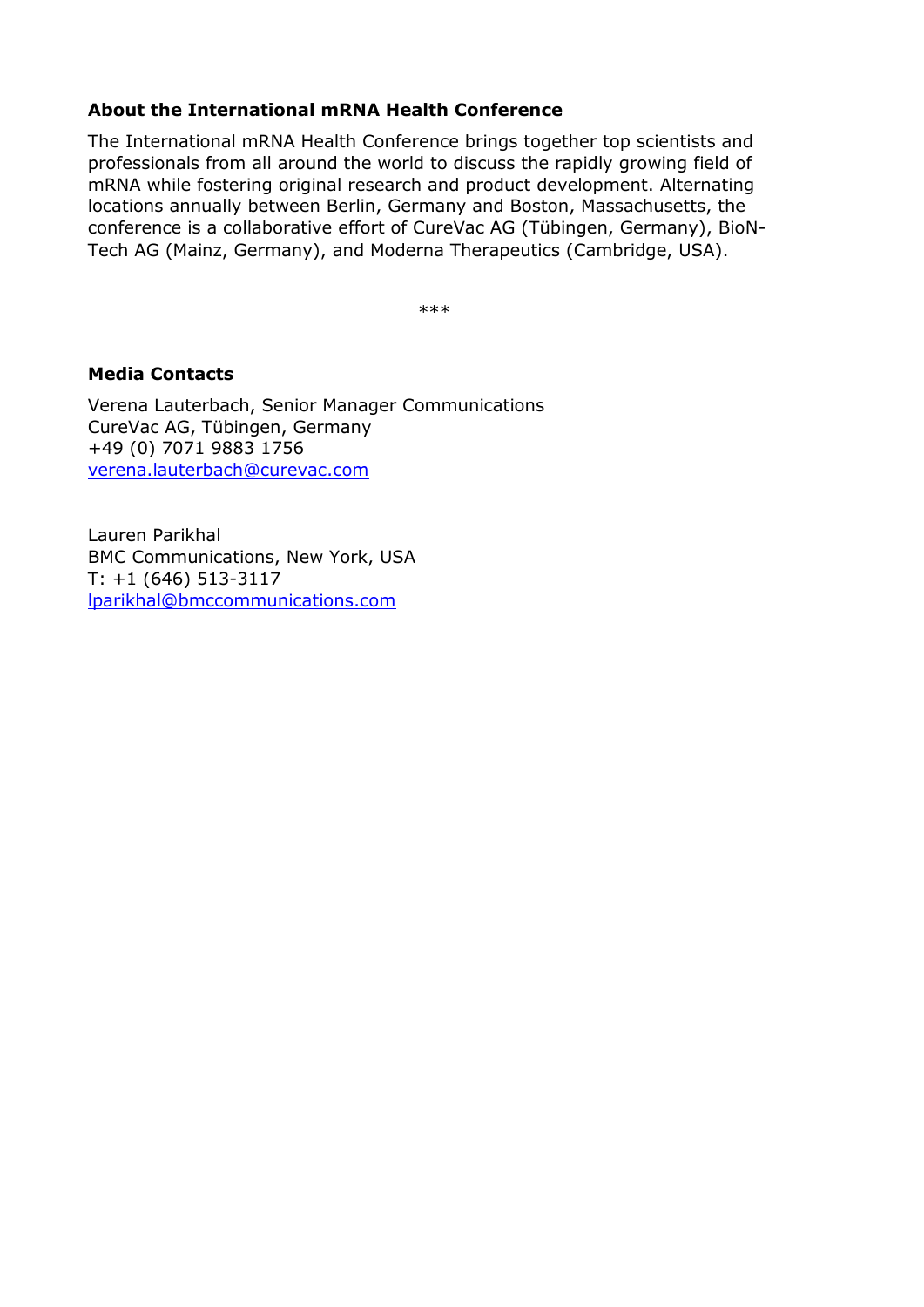**About the International mRNA Health Conference**

The International mRNA Health Conference brings together top scientists and professionals from all around the world to discuss the rapidly growing field of mRNA while fostering original research and product development. Alternating locations annually between Berlin, Germany and Boston, Massachusetts, the conference is a collaborative effort of CureVac AG (Tübingen, Germany), BioN-Tech AG (Mainz, Germany), and Moderna Therapeutics (Cambridge, USA).

***

**Media Contacts**

Verena Lauterbach, Senior Manager Communications
CureVac AG, Tübingen, Germany
+49 (0) 7071 9883 1756
verena.lauterbach@curevac.com

Lauren Parikhal
BMC Communications, New York, USA
T: +1 (646) 513-3117
lparikhal@bmccommunications.com